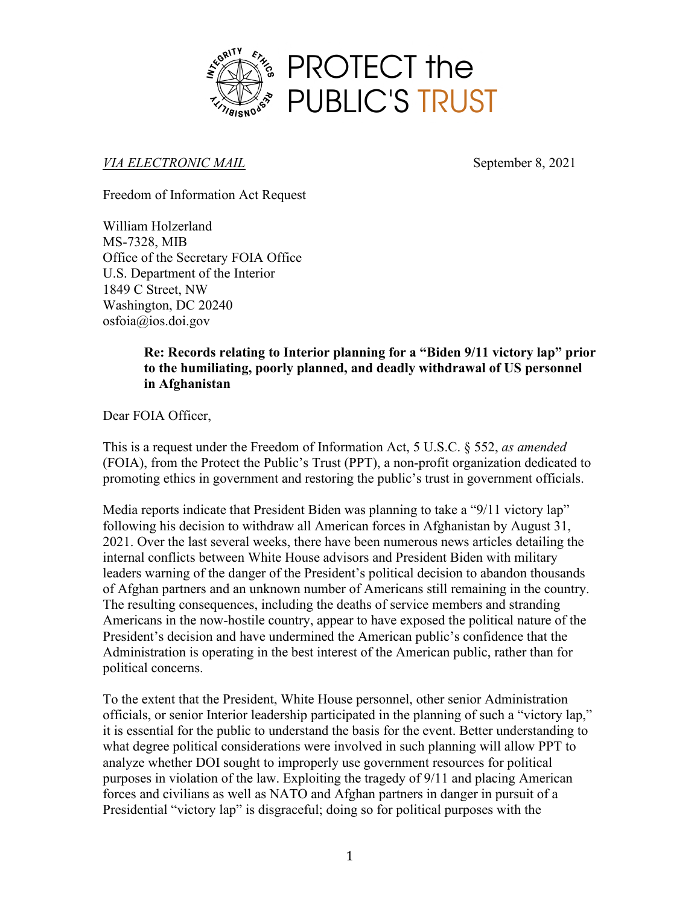PROTECT the PUBLIC'S TRUST

*VIA ELECTRONIC MAIL* September 8, 2021

Freedom of Information Act Request

William Holzerland
MS-7328, MIB
Office of the Secretary FOIA Office
U.S. Department of the Interior
1849 C Street, NW
Washington, DC 20240
osfoia@ios.doi.gov

**Re: Records relating to Interior planning for a "Biden 9/11 victory lap" prior to the humiliating, poorly planned, and deadly withdrawal of US personnel in Afghanistan**

Dear FOIA Officer,

This is a request under the Freedom of Information Act, 5 U.S.C. § 552, *as amended* (FOIA), from the Protect the Public's Trust (PPT), a non-profit organization dedicated to promoting ethics in government and restoring the public's trust in government officials.

Media reports indicate that President Biden was planning to take a "9/11 victory lap" following his decision to withdraw all American forces in Afghanistan by August 31, 2021. Over the last several weeks, there have been numerous news articles detailing the internal conflicts between White House advisors and President Biden with military leaders warning of the danger of the President's political decision to abandon thousands of Afghan partners and an unknown number of Americans still remaining in the country. The resulting consequences, including the deaths of service members and stranding Americans in the now-hostile country, appear to have exposed the political nature of the President's decision and have undermined the American public's confidence that the Administration is operating in the best interest of the American public, rather than for political concerns.

To the extent that the President, White House personnel, other senior Administration officials, or senior Interior leadership participated in the planning of such a "victory lap," it is essential for the public to understand the basis for the event. Better understanding to what degree political considerations were involved in such planning will allow PPT to analyze whether DOI sought to improperly use government resources for political purposes in violation of the law. Exploiting the tragedy of 9/11 and placing American forces and civilians as well as NATO and Afghan partners in danger in pursuit of a Presidential "victory lap" is disgraceful; doing so for political purposes with the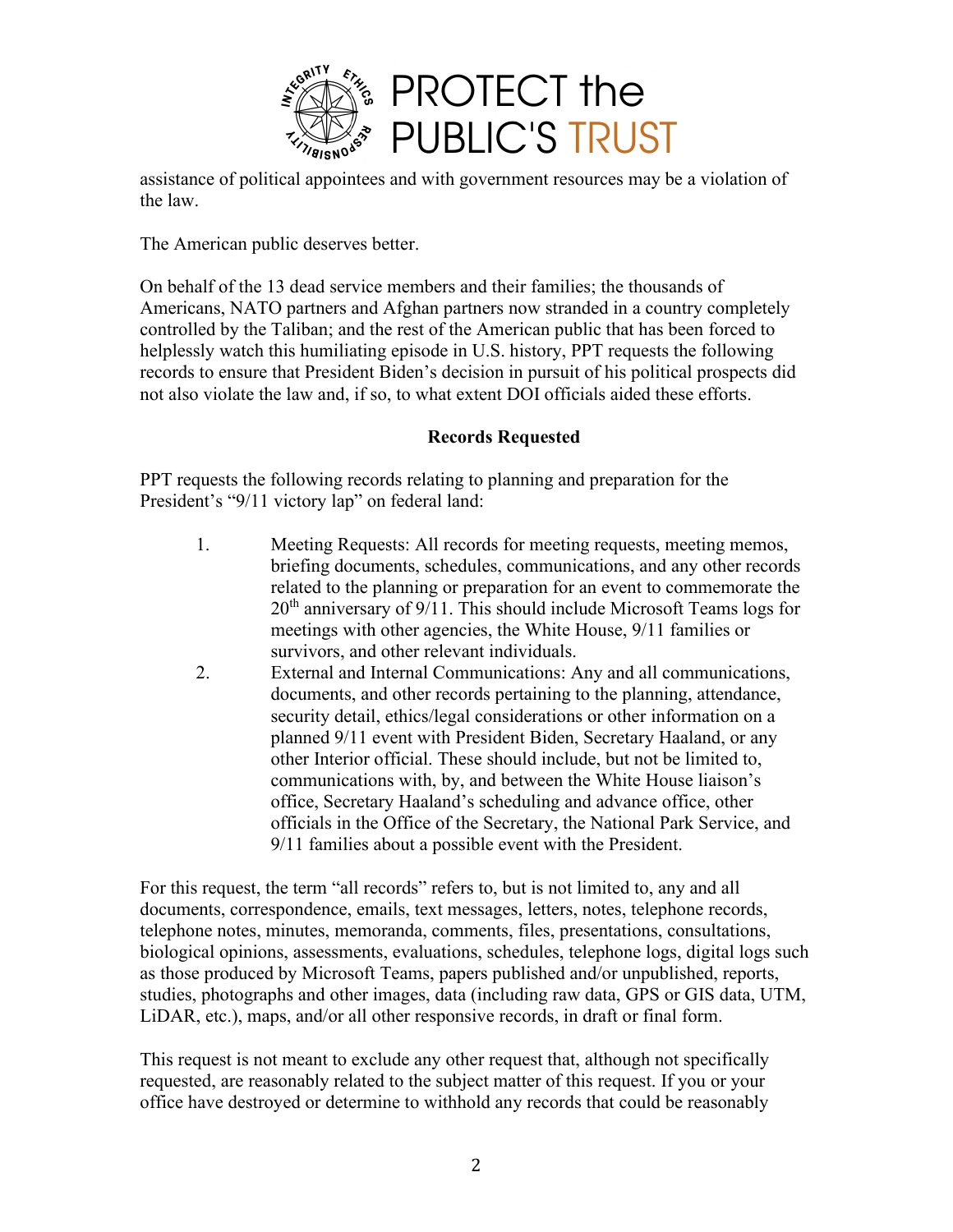assistance of political appointees and with government resources may be a violation of the law.

The American public deserves better.

On behalf of the 13 dead service members and their families; the thousands of Americans, NATO partners and Afghan partners now stranded in a country completely controlled by the Taliban; and the rest of the American public that has been forced to helplessly watch this humiliating episode in U.S. history, PPT requests the following records to ensure that President Biden's decision in pursuit of his political prospects did not also violate the law and, if so, to what extent DOI officials aided these efforts.

**Records Requested**

PPT requests the following records relating to planning and preparation for the President's "9/11 victory lap" on federal land:

1. Meeting Requests: All records for meeting requests, meeting memos, briefing documents, schedules, communications, and any other records related to the planning or preparation for an event to commemorate the 20th anniversary of 9/11. This should include Microsoft Teams logs for meetings with other agencies, the White House, 9/11 families or survivors, and other relevant individuals.
2. External and Internal Communications: Any and all communications, documents, and other records pertaining to the planning, attendance, security detail, ethics/legal considerations or other information on a planned 9/11 event with President Biden, Secretary Haaland, or any other Interior official. These should include, but not be limited to, communications with, by, and between the White House liaison's office, Secretary Haaland's scheduling and advance office, other officials in the Office of the Secretary, the National Park Service, and 9/11 families about a possible event with the President.

For this request, the term "all records" refers to, but is not limited to, any and all documents, correspondence, emails, text messages, letters, notes, telephone records, telephone notes, minutes, memoranda, comments, files, presentations, consultations, biological opinions, assessments, evaluations, schedules, telephone logs, digital logs such as those produced by Microsoft Teams, papers published and/or unpublished, reports, studies, photographs and other images, data (including raw data, GPS or GIS data, UTM, LiDAR, etc.), maps, and/or all other responsive records, in draft or final form.

This request is not meant to exclude any other request that, although not specifically requested, are reasonably related to the subject matter of this request. If you or your office have destroyed or determine to withhold any records that could be reasonably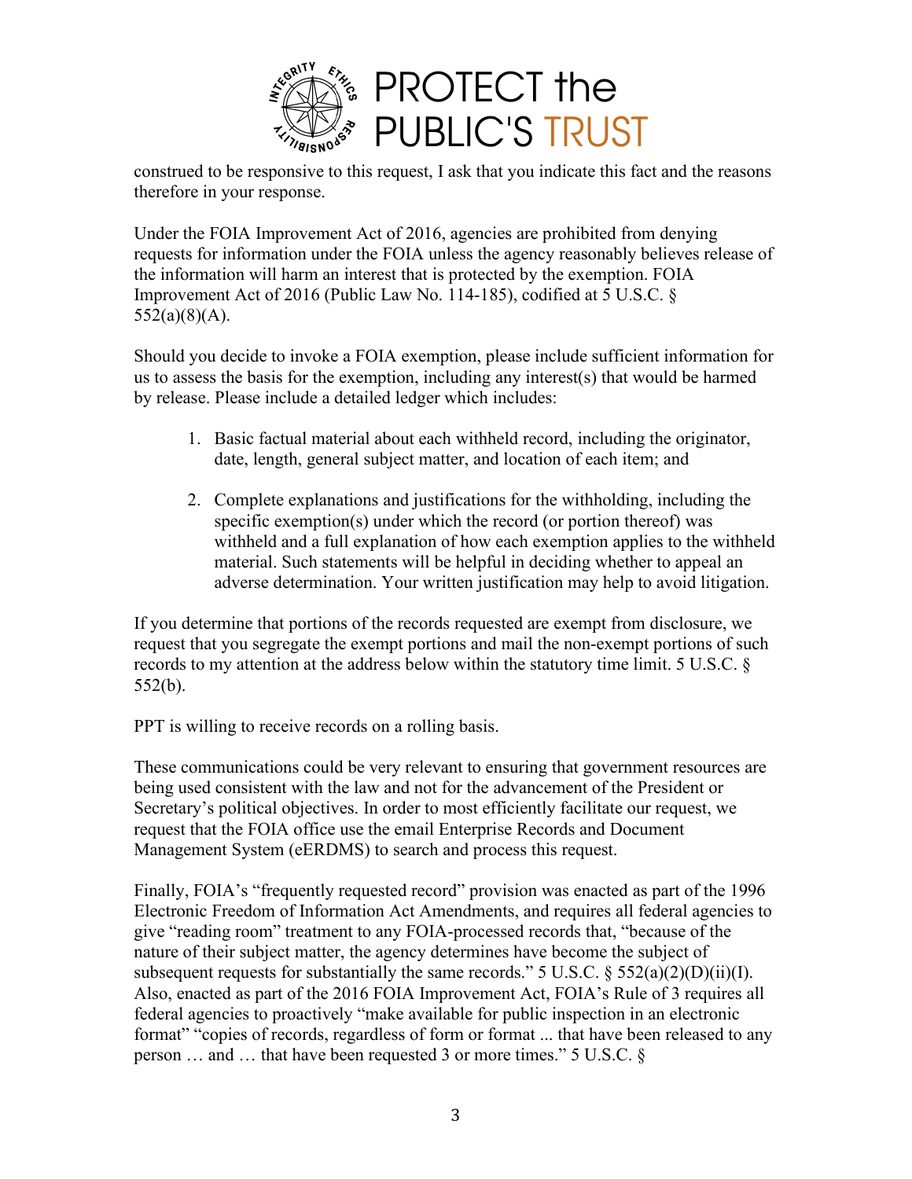construed to be responsive to this request, I ask that you indicate this fact and the reasons therefore in your response.

Under the FOIA Improvement Act of 2016, agencies are prohibited from denying requests for information under the FOIA unless the agency reasonably believes release of the information will harm an interest that is protected by the exemption. FOIA Improvement Act of 2016 (Public Law No. 114-185), codified at 5 U.S.C. § 552(a)(8)(A).

Should you decide to invoke a FOIA exemption, please include sufficient information for us to assess the basis for the exemption, including any interest(s) that would be harmed by release. Please include a detailed ledger which includes:

1. Basic factual material about each withheld record, including the originator, date, length, general subject matter, and location of each item; and

2. Complete explanations and justifications for the withholding, including the specific exemption(s) under which the record (or portion thereof) was withheld and a full explanation of how each exemption applies to the withheld material. Such statements will be helpful in deciding whether to appeal an adverse determination. Your written justification may help to avoid litigation.

If you determine that portions of the records requested are exempt from disclosure, we request that you segregate the exempt portions and mail the non-exempt portions of such records to my attention at the address below within the statutory time limit. 5 U.S.C. § 552(b).

PPT is willing to receive records on a rolling basis.

These communications could be very relevant to ensuring that government resources are being used consistent with the law and not for the advancement of the President or Secretary's political objectives. In order to most efficiently facilitate our request, we request that the FOIA office use the email Enterprise Records and Document Management System (eERDMS) to search and process this request.

Finally, FOIA's "frequently requested record" provision was enacted as part of the 1996 Electronic Freedom of Information Act Amendments, and requires all federal agencies to give "reading room" treatment to any FOIA-processed records that, "because of the nature of their subject matter, the agency determines have become the subject of subsequent requests for substantially the same records." 5 U.S.C. § 552(a)(2)(D)(ii)(I). Also, enacted as part of the 2016 FOIA Improvement Act, FOIA's Rule of 3 requires all federal agencies to proactively "make available for public inspection in an electronic format" "copies of records, regardless of form or format ... that have been released to any person … and … that have been requested 3 or more times." 5 U.S.C. §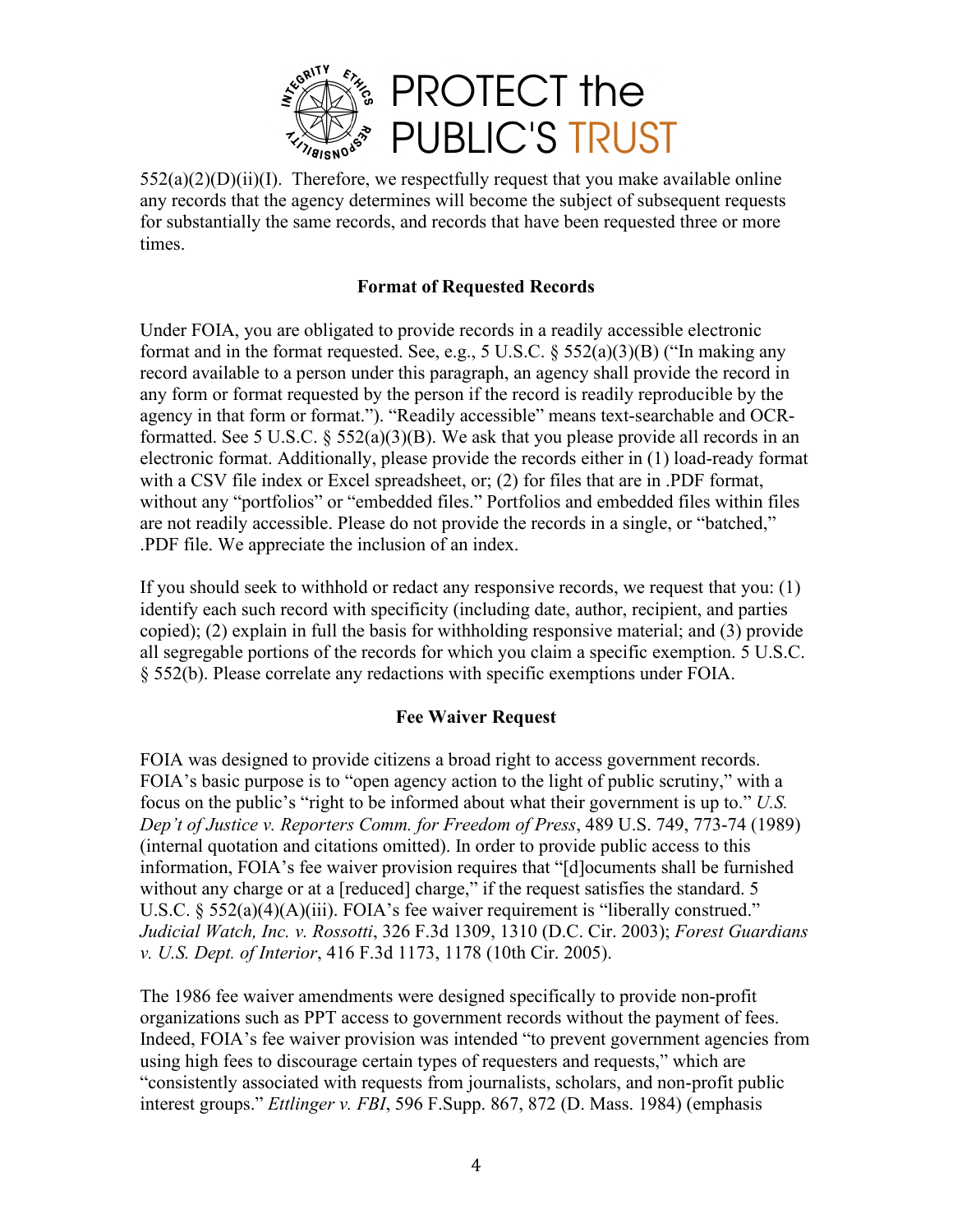552(a)(2)(D)(ii)(I). Therefore, we respectfully request that you make available online any records that the agency determines will become the subject of subsequent requests for substantially the same records, and records that have been requested three or more times.

**Format of Requested Records**

Under FOIA, you are obligated to provide records in a readily accessible electronic format and in the format requested. See, e.g., 5 U.S.C. § 552(a)(3)(B) ("In making any record available to a person under this paragraph, an agency shall provide the record in any form or format requested by the person if the record is readily reproducible by the agency in that form or format."). "Readily accessible" means text-searchable and OCR-formatted. See 5 U.S.C. § 552(a)(3)(B). We ask that you please provide all records in an electronic format. Additionally, please provide the records either in (1) load-ready format with a CSV file index or Excel spreadsheet, or; (2) for files that are in .PDF format, without any "portfolios" or "embedded files." Portfolios and embedded files within files are not readily accessible. Please do not provide the records in a single, or "batched," .PDF file. We appreciate the inclusion of an index.

If you should seek to withhold or redact any responsive records, we request that you: (1) identify each such record with specificity (including date, author, recipient, and parties copied); (2) explain in full the basis for withholding responsive material; and (3) provide all segregable portions of the records for which you claim a specific exemption. 5 U.S.C. § 552(b). Please correlate any redactions with specific exemptions under FOIA.

**Fee Waiver Request**

FOIA was designed to provide citizens a broad right to access government records. FOIA's basic purpose is to "open agency action to the light of public scrutiny," with a focus on the public's "right to be informed about what their government is up to." *U.S. Dep't of Justice v. Reporters Comm. for Freedom of Press*, 489 U.S. 749, 773-74 (1989) (internal quotation and citations omitted). In order to provide public access to this information, FOIA's fee waiver provision requires that "[d]ocuments shall be furnished without any charge or at a [reduced] charge," if the request satisfies the standard. 5 U.S.C. § 552(a)(4)(A)(iii). FOIA's fee waiver requirement is "liberally construed." *Judicial Watch, Inc. v. Rossotti*, 326 F.3d 1309, 1310 (D.C. Cir. 2003); *Forest Guardians v. U.S. Dept. of Interior*, 416 F.3d 1173, 1178 (10th Cir. 2005).

The 1986 fee waiver amendments were designed specifically to provide non-profit organizations such as PPT access to government records without the payment of fees. Indeed, FOIA's fee waiver provision was intended "to prevent government agencies from using high fees to discourage certain types of requesters and requests," which are "consistently associated with requests from journalists, scholars, and non-profit public interest groups." *Ettlinger v. FBI*, 596 F.Supp. 867, 872 (D. Mass. 1984) (emphasis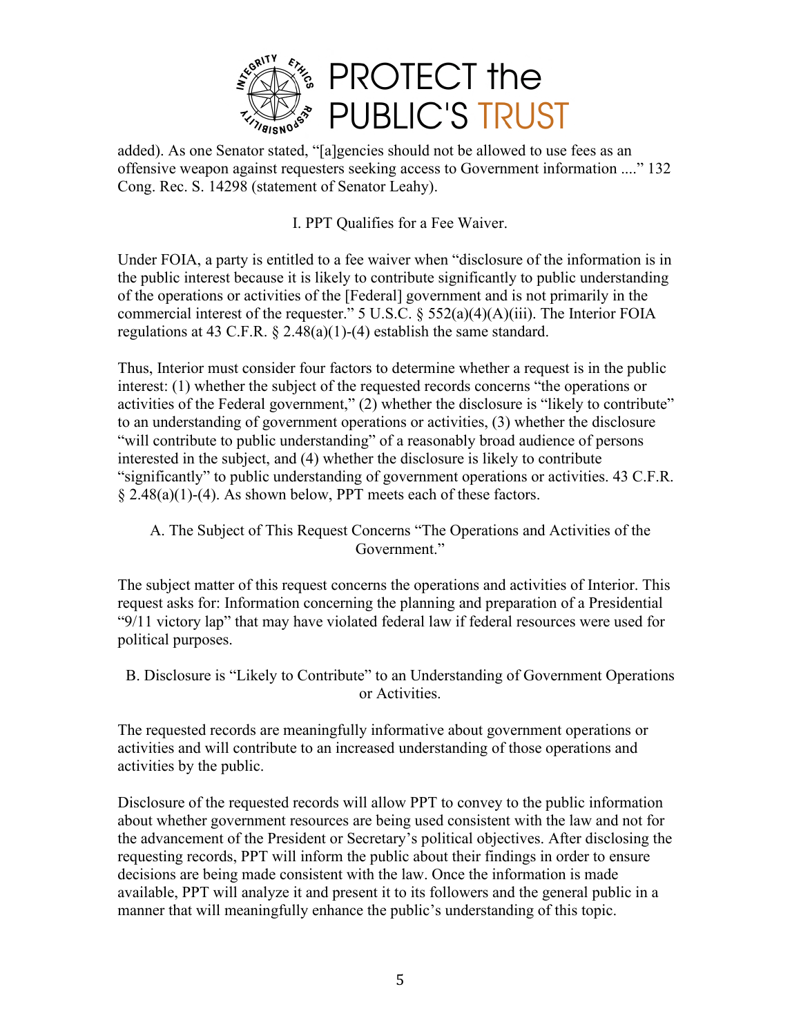added). As one Senator stated, "[a]gencies should not be allowed to use fees as an offensive weapon against requesters seeking access to Government information ...." 132 Cong. Rec. S. 14298 (statement of Senator Leahy).

## I. PPT Qualifies for a Fee Waiver.

Under FOIA, a party is entitled to a fee waiver when "disclosure of the information is in the public interest because it is likely to contribute significantly to public understanding of the operations or activities of the [Federal] government and is not primarily in the commercial interest of the requester." 5 U.S.C. § 552(a)(4)(A)(iii). The Interior FOIA regulations at 43 C.F.R. § 2.48(a)(1)-(4) establish the same standard.

Thus, Interior must consider four factors to determine whether a request is in the public interest: (1) whether the subject of the requested records concerns "the operations or activities of the Federal government," (2) whether the disclosure is "likely to contribute" to an understanding of government operations or activities, (3) whether the disclosure "will contribute to public understanding" of a reasonably broad audience of persons interested in the subject, and (4) whether the disclosure is likely to contribute "significantly" to public understanding of government operations or activities. 43 C.F.R. § 2.48(a)(1)-(4). As shown below, PPT meets each of these factors.

### A. The Subject of This Request Concerns "The Operations and Activities of the Government."

The subject matter of this request concerns the operations and activities of Interior. This request asks for: Information concerning the planning and preparation of a Presidential "9/11 victory lap" that may have violated federal law if federal resources were used for political purposes.

### B. Disclosure is "Likely to Contribute" to an Understanding of Government Operations or Activities.

The requested records are meaningfully informative about government operations or activities and will contribute to an increased understanding of those operations and activities by the public.

Disclosure of the requested records will allow PPT to convey to the public information about whether government resources are being used consistent with the law and not for the advancement of the President or Secretary's political objectives. After disclosing the requesting records, PPT will inform the public about their findings in order to ensure decisions are being made consistent with the law. Once the information is made available, PPT will analyze it and present it to its followers and the general public in a manner that will meaningfully enhance the public's understanding of this topic.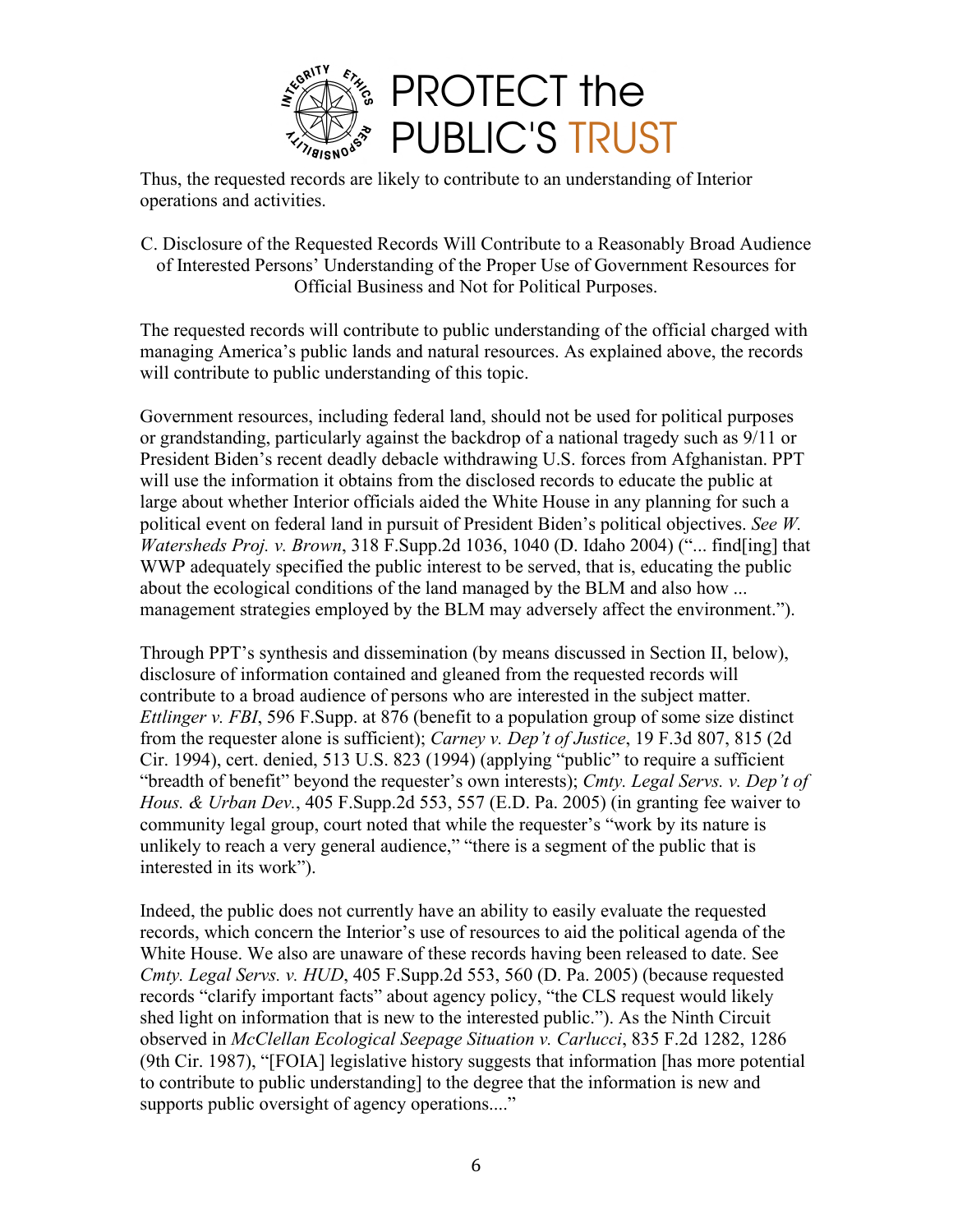Thus, the requested records are likely to contribute to an understanding of Interior operations and activities.

C. Disclosure of the Requested Records Will Contribute to a Reasonably Broad Audience of Interested Persons' Understanding of the Proper Use of Government Resources for Official Business and Not for Political Purposes.

The requested records will contribute to public understanding of the official charged with managing America's public lands and natural resources. As explained above, the records will contribute to public understanding of this topic.

Government resources, including federal land, should not be used for political purposes or grandstanding, particularly against the backdrop of a national tragedy such as 9/11 or President Biden's recent deadly debacle withdrawing U.S. forces from Afghanistan. PPT will use the information it obtains from the disclosed records to educate the public at large about whether Interior officials aided the White House in any planning for such a political event on federal land in pursuit of President Biden's political objectives. *See W. Watersheds Proj. v. Brown*, 318 F.Supp.2d 1036, 1040 (D. Idaho 2004) ("... find[ing] that WWP adequately specified the public interest to be served, that is, educating the public about the ecological conditions of the land managed by the BLM and also how ... management strategies employed by the BLM may adversely affect the environment.").

Through PPT's synthesis and dissemination (by means discussed in Section II, below), disclosure of information contained and gleaned from the requested records will contribute to a broad audience of persons who are interested in the subject matter. *Ettlinger v. FBI*, 596 F.Supp. at 876 (benefit to a population group of some size distinct from the requester alone is sufficient); *Carney v. Dep't of Justice*, 19 F.3d 807, 815 (2d Cir. 1994), cert. denied, 513 U.S. 823 (1994) (applying "public" to require a sufficient "breadth of benefit" beyond the requester's own interests); *Cmty. Legal Servs. v. Dep't of Hous. & Urban Dev.*, 405 F.Supp.2d 553, 557 (E.D. Pa. 2005) (in granting fee waiver to community legal group, court noted that while the requester's "work by its nature is unlikely to reach a very general audience," "there is a segment of the public that is interested in its work").

Indeed, the public does not currently have an ability to easily evaluate the requested records, which concern the Interior's use of resources to aid the political agenda of the White House. We also are unaware of these records having been released to date. See *Cmty. Legal Servs. v. HUD*, 405 F.Supp.2d 553, 560 (D. Pa. 2005) (because requested records "clarify important facts" about agency policy, "the CLS request would likely shed light on information that is new to the interested public."). As the Ninth Circuit observed in *McClellan Ecological Seepage Situation v. Carlucci*, 835 F.2d 1282, 1286 (9th Cir. 1987), "[FOIA] legislative history suggests that information [has more potential to contribute to public understanding] to the degree that the information is new and supports public oversight of agency operations...."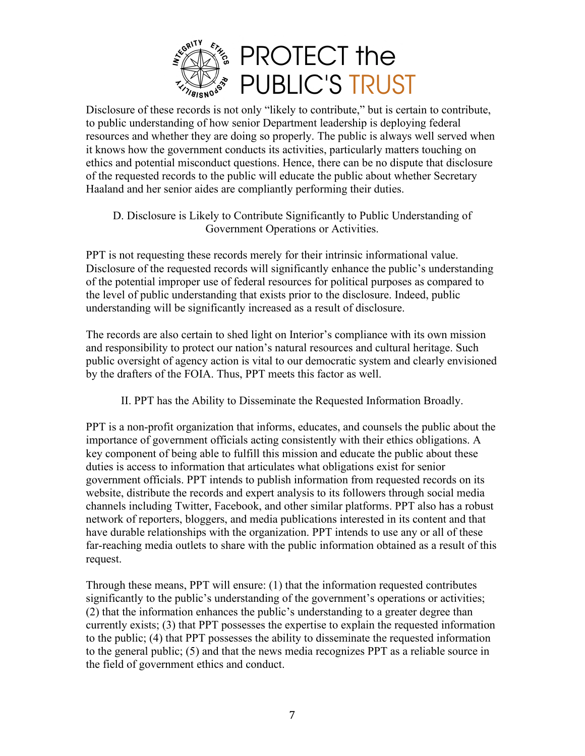Disclosure of these records is not only “likely to contribute,” but is certain to contribute, to public understanding of how senior Department leadership is deploying federal resources and whether they are doing so properly. The public is always well served when it knows how the government conducts its activities, particularly matters touching on ethics and potential misconduct questions. Hence, there can be no dispute that disclosure of the requested records to the public will educate the public about whether Secretary Haaland and her senior aides are compliantly performing their duties.

### D. Disclosure is Likely to Contribute Significantly to Public Understanding of Government Operations or Activities.

PPT is not requesting these records merely for their intrinsic informational value. Disclosure of the requested records will significantly enhance the public’s understanding of the potential improper use of federal resources for political purposes as compared to the level of public understanding that exists prior to the disclosure. Indeed, public understanding will be significantly increased as a result of disclosure.

The records are also certain to shed light on Interior’s compliance with its own mission and responsibility to protect our nation’s natural resources and cultural heritage. Such public oversight of agency action is vital to our democratic system and clearly envisioned by the drafters of the FOIA. Thus, PPT meets this factor as well.

## II. PPT has the Ability to Disseminate the Requested Information Broadly.

PPT is a non-profit organization that informs, educates, and counsels the public about the importance of government officials acting consistently with their ethics obligations. A key component of being able to fulfill this mission and educate the public about these duties is access to information that articulates what obligations exist for senior government officials. PPT intends to publish information from requested records on its website, distribute the records and expert analysis to its followers through social media channels including Twitter, Facebook, and other similar platforms. PPT also has a robust network of reporters, bloggers, and media publications interested in its content and that have durable relationships with the organization. PPT intends to use any or all of these far-reaching media outlets to share with the public information obtained as a result of this request.

Through these means, PPT will ensure: (1) that the information requested contributes significantly to the public’s understanding of the government’s operations or activities; (2) that the information enhances the public’s understanding to a greater degree than currently exists; (3) that PPT possesses the expertise to explain the requested information to the public; (4) that PPT possesses the ability to disseminate the requested information to the general public; (5) and that the news media recognizes PPT as a reliable source in the field of government ethics and conduct.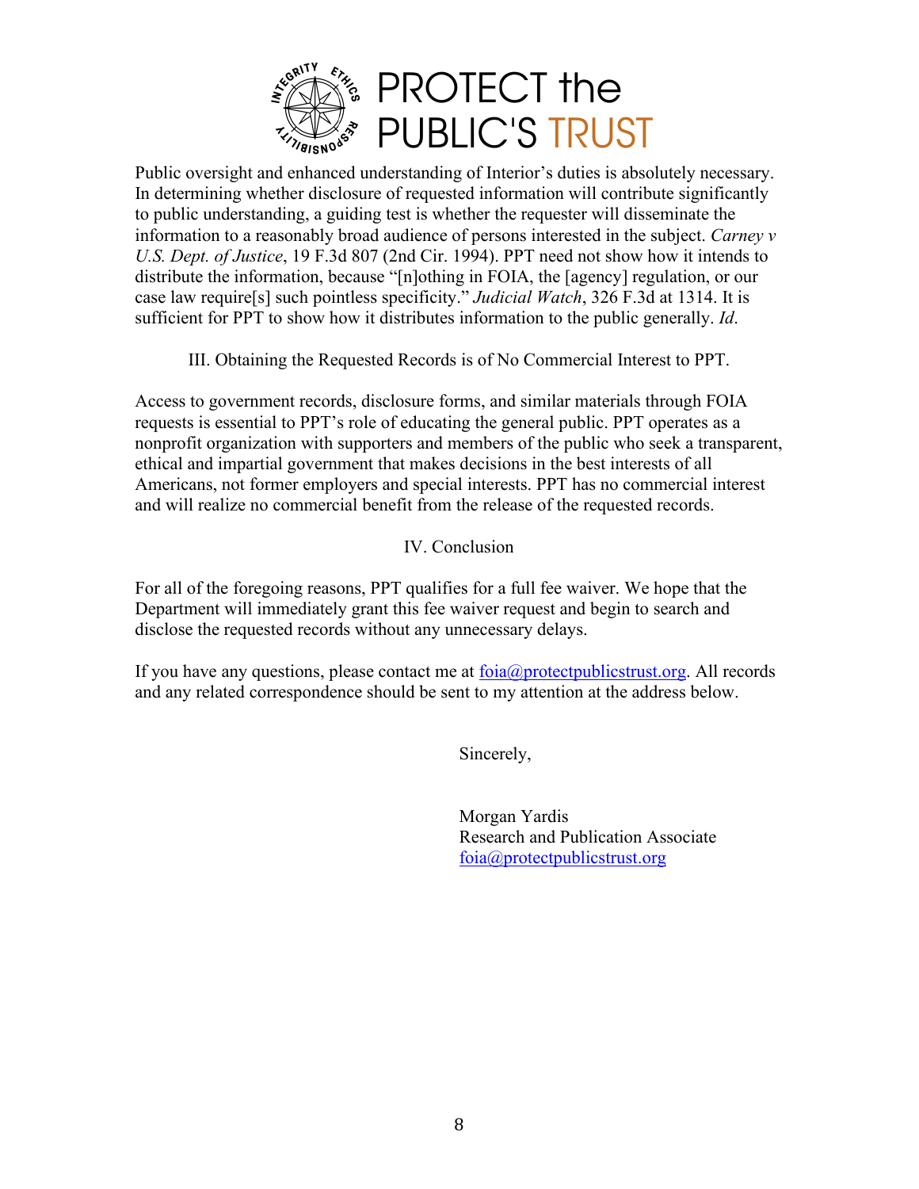Public oversight and enhanced understanding of Interior's duties is absolutely necessary. In determining whether disclosure of requested information will contribute significantly to public understanding, a guiding test is whether the requester will disseminate the information to a reasonably broad audience of persons interested in the subject. *Carney v U.S. Dept. of Justice*, 19 F.3d 807 (2nd Cir. 1994). PPT need not show how it intends to distribute the information, because "[n]othing in FOIA, the [agency] regulation, or our case law require[s] such pointless specificity." *Judicial Watch*, 326 F.3d at 1314. It is sufficient for PPT to show how it distributes information to the public generally. *Id*.

## III. Obtaining the Requested Records is of No Commercial Interest to PPT.

Access to government records, disclosure forms, and similar materials through FOIA requests is essential to PPT's role of educating the general public. PPT operates as a nonprofit organization with supporters and members of the public who seek a transparent, ethical and impartial government that makes decisions in the best interests of all Americans, not former employers and special interests. PPT has no commercial interest and will realize no commercial benefit from the release of the requested records.

## IV. Conclusion

For all of the foregoing reasons, PPT qualifies for a full fee waiver. We hope that the Department will immediately grant this fee waiver request and begin to search and disclose the requested records without any unnecessary delays.

If you have any questions, please contact me at foia@protectpublicstrust.org. All records and any related correspondence should be sent to my attention at the address below.

Sincerely,

Morgan Yardis
Research and Publication Associate
foia@protectpublicstrust.org